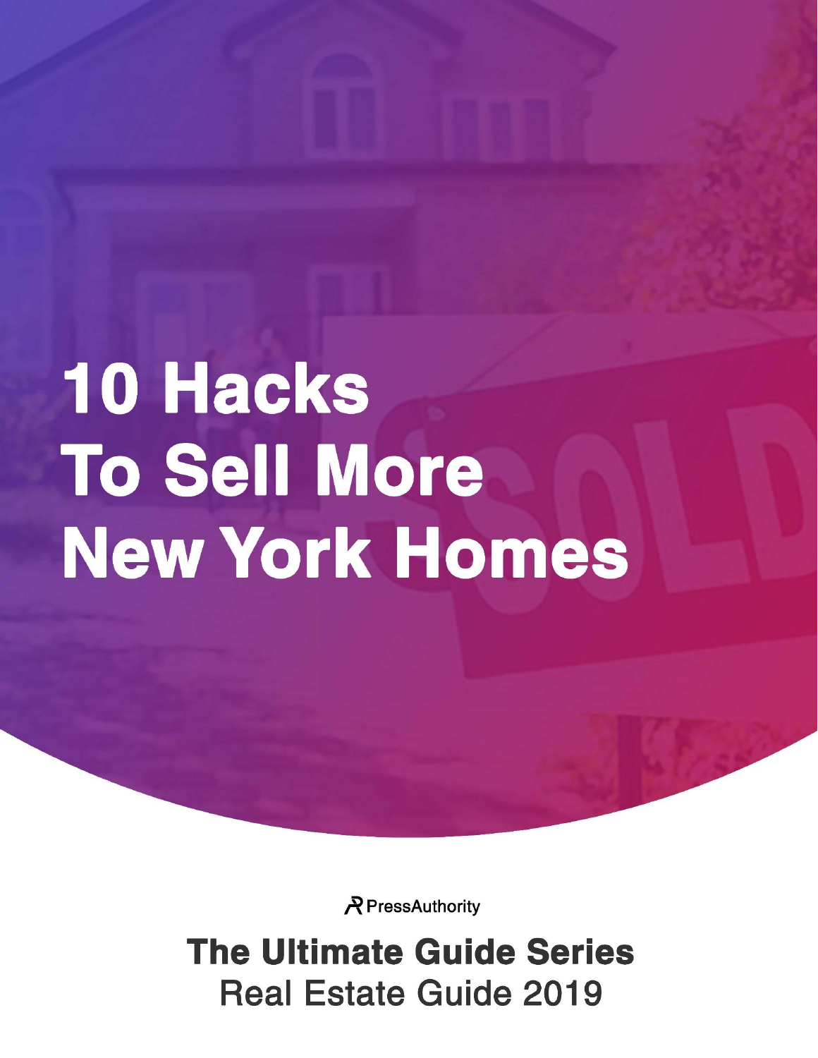# 10 Hacks To Sell More New York Homes

PressAuthority

## The Ultimate Guide Series

Real Estate Guide 2019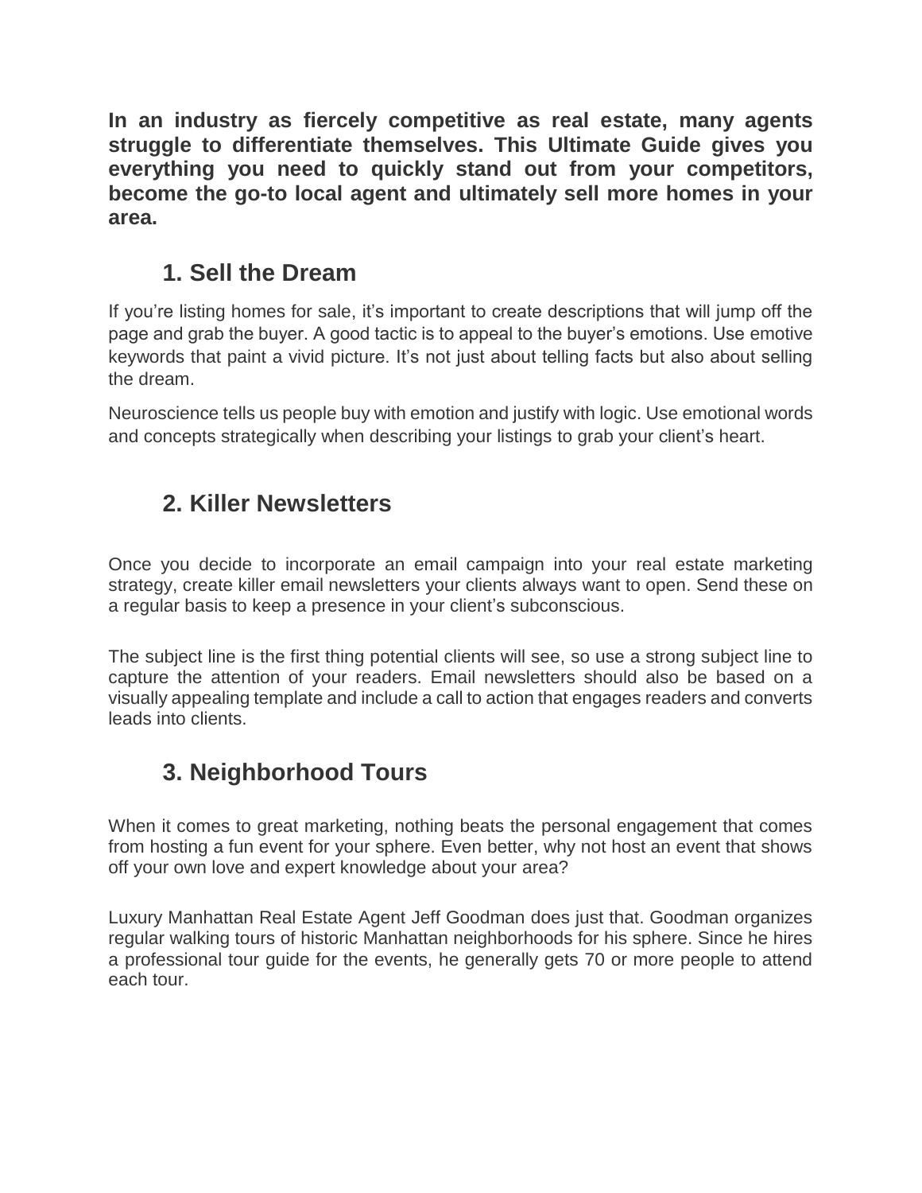**In an industry as fiercely competitive as real estate, many agents struggle to differentiate themselves. This Ultimate Guide gives you everything you need to quickly stand out from your competitors, become the go-to local agent and ultimately sell more homes in your area.**

## 1. Sell the Dream

If you're listing homes for sale, it's important to create descriptions that will jump off the page and grab the buyer. A good tactic is to appeal to the buyer's emotions. Use emotive keywords that paint a vivid picture. It's not just about telling facts but also about selling the dream.

Neuroscience tells us people buy with emotion and justify with logic. Use emotional words and concepts strategically when describing your listings to grab your client's heart.

## 2. Killer Newsletters

Once you decide to incorporate an email campaign into your real estate marketing strategy, create killer email newsletters your clients always want to open. Send these on a regular basis to keep a presence in your client's subconscious.

The subject line is the first thing potential clients will see, so use a strong subject line to capture the attention of your readers. Email newsletters should also be based on a visually appealing template and include a call to action that engages readers and converts leads into clients.

## 3. Neighborhood Tours

When it comes to great marketing, nothing beats the personal engagement that comes from hosting a fun event for your sphere. Even better, why not host an event that shows off your own love and expert knowledge about your area?

Luxury Manhattan Real Estate Agent Jeff Goodman does just that. Goodman organizes regular walking tours of historic Manhattan neighborhoods for his sphere. Since he hires a professional tour guide for the events, he generally gets 70 or more people to attend each tour.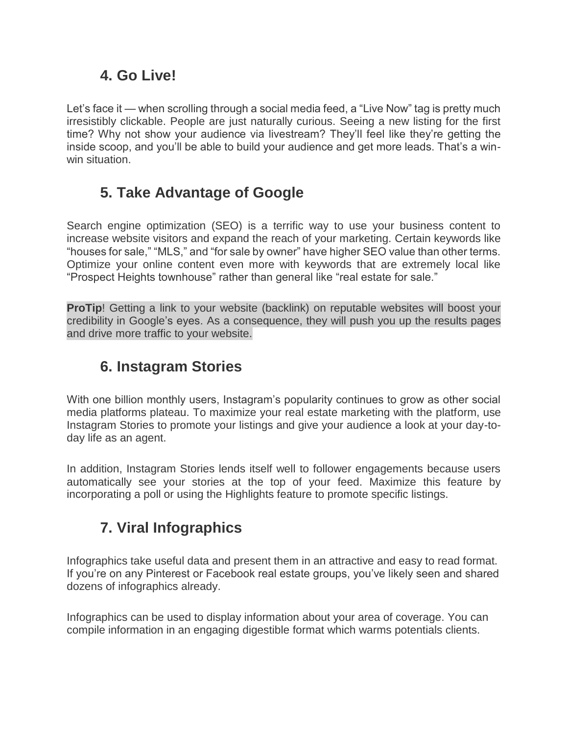## 4. Go Live!

Let's face it — when scrolling through a social media feed, a "Live Now" tag is pretty much irresistibly clickable. People are just naturally curious. Seeing a new listing for the first time? Why not show your audience via livestream? They'll feel like they're getting the inside scoop, and you'll be able to build your audience and get more leads. That's a win-win situation.

## 5. Take Advantage of Google

Search engine optimization (SEO) is a terrific way to use your business content to increase website visitors and expand the reach of your marketing. Certain keywords like "houses for sale," "MLS," and "for sale by owner" have higher SEO value than other terms. Optimize your online content even more with keywords that are extremely local like "Prospect Heights townhouse" rather than general like "real estate for sale."

**ProTip**! Getting a link to your website (backlink) on reputable websites will boost your credibility in Google's eyes. As a consequence, they will push you up the results pages and drive more traffic to your website.

## 6. Instagram Stories

With one billion monthly users, Instagram's popularity continues to grow as other social media platforms plateau. To maximize your real estate marketing with the platform, use Instagram Stories to promote your listings and give your audience a look at your day-to-day life as an agent.

In addition, Instagram Stories lends itself well to follower engagements because users automatically see your stories at the top of your feed. Maximize this feature by incorporating a poll or using the Highlights feature to promote specific listings.

## 7. Viral Infographics

Infographics take useful data and present them in an attractive and easy to read format. If you're on any Pinterest or Facebook real estate groups, you've likely seen and shared dozens of infographics already.

Infographics can be used to display information about your area of coverage. You can compile information in an engaging digestible format which warms potentials clients.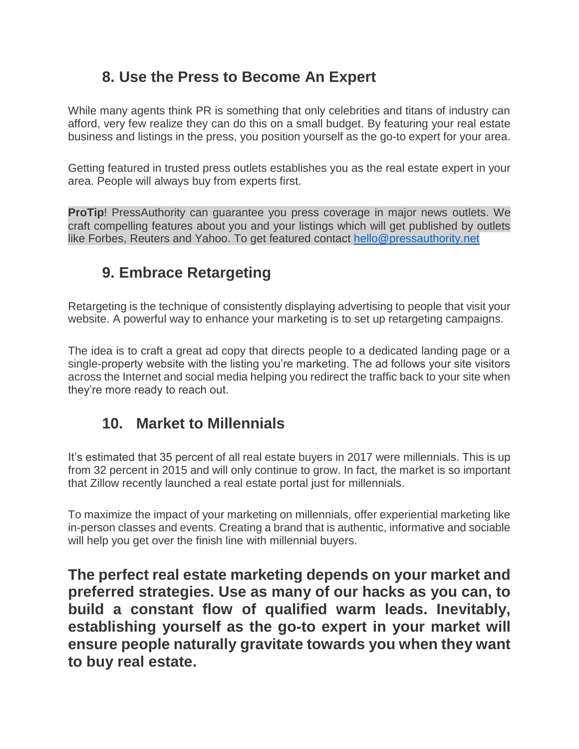## 8. Use the Press to Become An Expert

While many agents think PR is something that only celebrities and titans of industry can afford, very few realize they can do this on a small budget. By featuring your real estate business and listings in the press, you position yourself as the go-to expert for your area.

Getting featured in trusted press outlets establishes you as the real estate expert in your area. People will always buy from experts first.

**ProTip**! PressAuthority can guarantee you press coverage in major news outlets. We craft compelling features about you and your listings which will get published by outlets like Forbes, Reuters and Yahoo. To get featured contact [hello@pressauthority.net](mailto:hello@pressauthority.net)

## 9. Embrace Retargeting

Retargeting is the technique of consistently displaying advertising to people that visit your website. A powerful way to enhance your marketing is to set up retargeting campaigns.

The idea is to craft a great ad copy that directs people to a dedicated landing page or a single-property website with the listing you're marketing. The ad follows your site visitors across the Internet and social media helping you redirect the traffic back to your site when they're more ready to reach out.

## 10. Market to Millennials

It's estimated that 35 percent of all real estate buyers in 2017 were millennials. This is up from 32 percent in 2015 and will only continue to grow. In fact, the market is so important that Zillow recently launched a real estate portal just for millennials.

To maximize the impact of your marketing on millennials, offer experiential marketing like in-person classes and events. Creating a brand that is authentic, informative and sociable will help you get over the finish line with millennial buyers.

**The perfect real estate marketing depends on your market and preferred strategies. Use as many of our hacks as you can, to build a constant flow of qualified warm leads. Inevitably, establishing yourself as the go-to expert in your market will ensure people naturally gravitate towards you when they want to buy real estate.**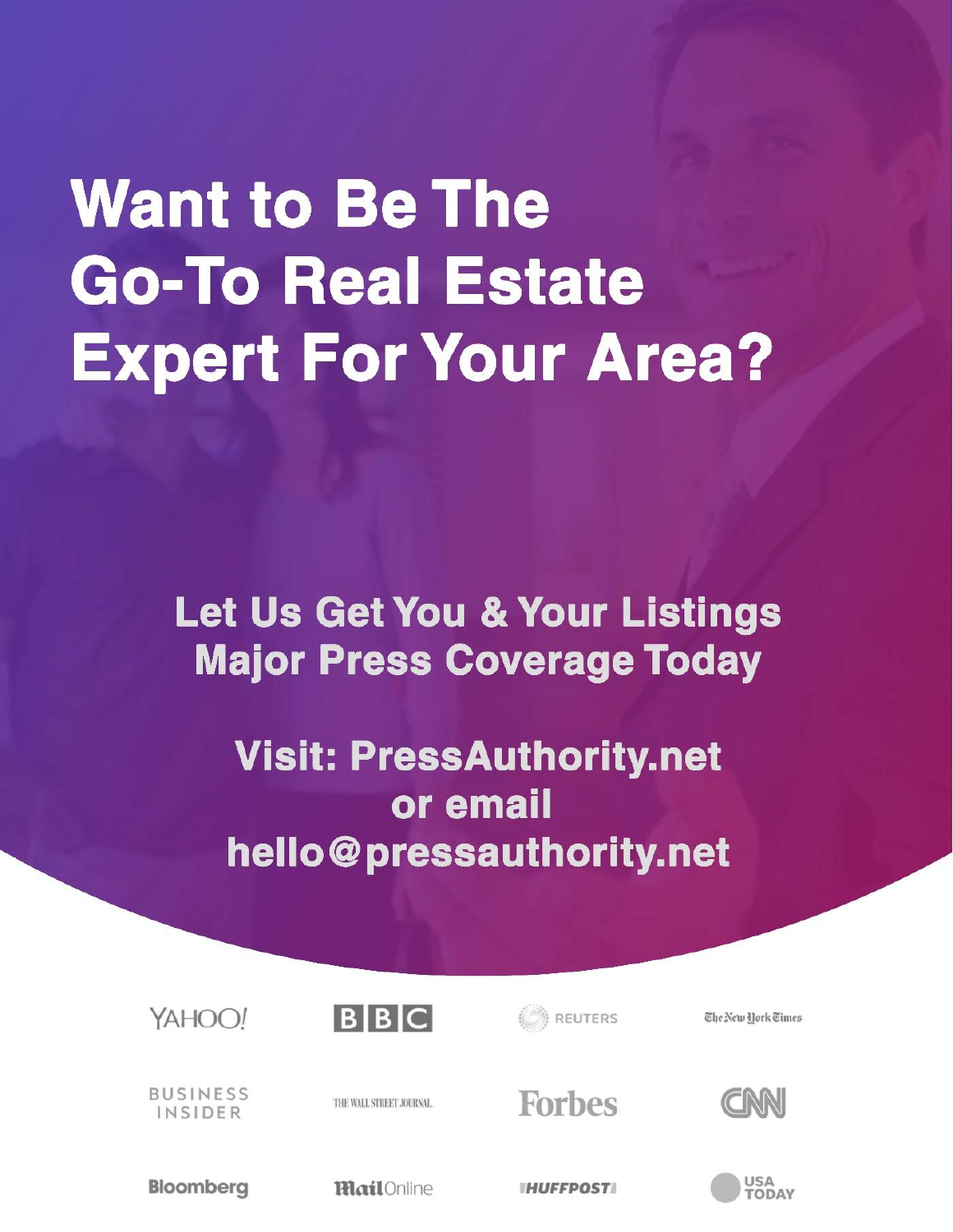# Want to Be The Go-To Real Estate Expert For Your Area?

**Let Us Get You & Your Listings Major Press Coverage Today**

**Visit: PressAuthority.net**
**or email**
**hello@pressauthority.net**

YAHOO!
BBC
REUTERS
The New York Times
BUSINESS INSIDER
THE WALL STREET JOURNAL.
Forbes
CNN
Bloomberg
MailOnline
HUFFPOST
USA TODAY